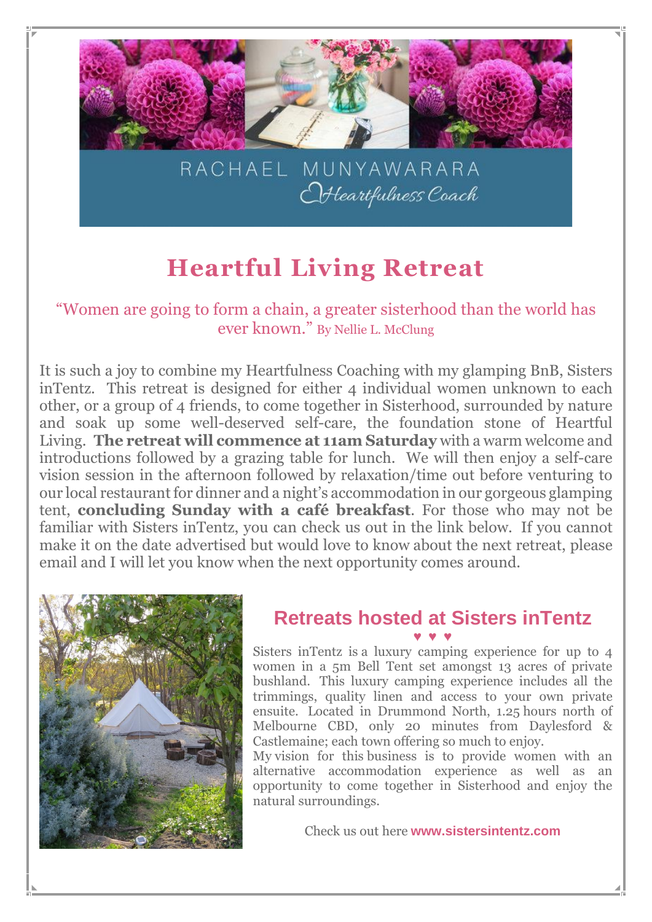RACHAEL MUNYAWARARA

*Heartfulness Coach*

# Heartful Living Retreat

"Women are going to form a chain, a greater sisterhood than the world has ever known." By Nellie L. McClung

It is such a joy to combine my Heartfulness Coaching with my glamping BnB, Sisters inTentz. This retreat is designed for either 4 individual women unknown to each other, or a group of 4 friends, to come together in Sisterhood, surrounded by nature and soak up some well-deserved self-care, the foundation stone of Heartful Living. **The retreat will commence at 11am Saturday** with a warm welcome and introductions followed by a grazing table for lunch. We will then enjoy a self-care vision session in the afternoon followed by relaxation/time out before venturing to our local restaurant for dinner and a night's accommodation in our gorgeous glamping tent, **concluding Sunday with a café breakfast**. For those who may not be familiar with Sisters inTentz, you can check us out in the link below. If you cannot make it on the date advertised but would love to know about the next retreat, please email and I will let you know when the next opportunity comes around.

## Retreats hosted at Sisters inTentz

♥ ♥ ♥

Sisters inTentz is a luxury camping experience for up to 4 women in a 5m Bell Tent set amongst 13 acres of private bushland. This luxury camping experience includes all the trimmings, quality linen and access to your own private ensuite. Located in Drummond North, 1.25 hours north of Melbourne CBD, only 20 minutes from Daylesford & Castlemaine; each town offering so much to enjoy.

My vision for this business is to provide women with an alternative accommodation experience as well as an opportunity to come together in Sisterhood and enjoy the natural surroundings.

Check us out here **www.sistersintentz.com**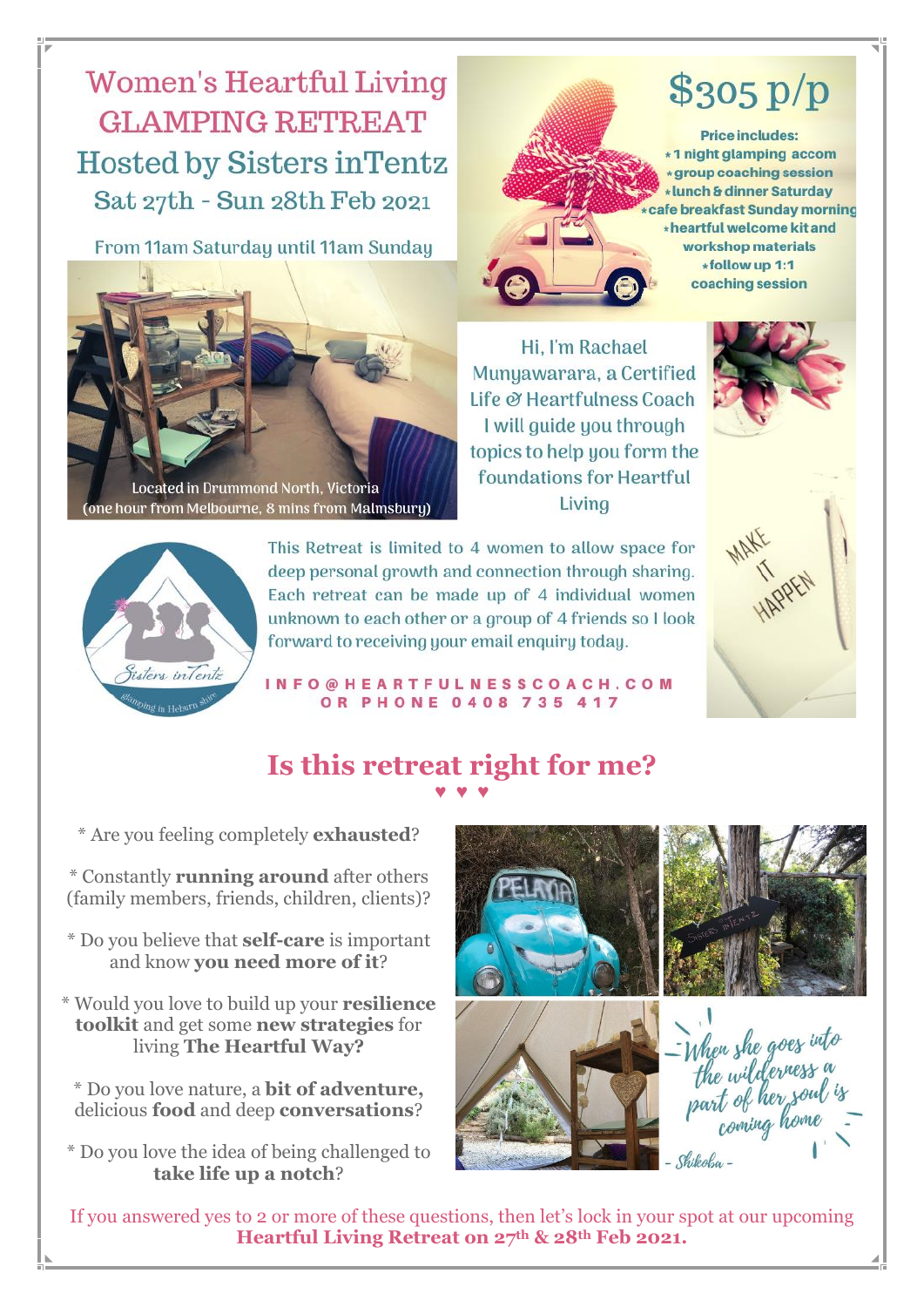# Women's Heartful Living GLAMPING RETREAT

## Hosted by Sisters inTentz

### Sat 27th - Sun 28th Feb 2021

From 11am Saturday until 11am Sunday

Located in Drummond North, Victoria (one hour from Melbourne, 8 mins from Malmsbury)

## $305 p/p

**Price includes:**

- 1 night glamping accom
- group coaching session
- lunch & dinner Saturday
- cafe breakfast Sunday morning
- heartful welcome kit and workshop materials
- follow up 1:1 coaching session

Hi, I'm Rachael Munyawarara, a Certified Life & Heartfulness Coach I will guide you through topics to help you form the foundations for Heartful Living

This Retreat is limited to 4 women to allow space for deep personal growth and connection through sharing. Each retreat can be made up of 4 individual women unknown to each other or a group of 4 friends so I look forward to receiving your email enquiry today.

INFO@HEARTFULNESSCOACH.COM OR PHONE 0408 735 417

## Is this retreat right for me?

♥ ♥ ♥

* Are you feeling completely **exhausted**?

* Constantly **running around** after others (family members, friends, children, clients)?

* Do you believe that **self-care** is important and know **you need more of it**?

* Would you love to build up your **resilience toolkit** and get some **new strategies** for living **The Heartful Way?**

* Do you love nature, a **bit of adventure,** delicious **food** and deep **conversations**?

* Do you love the idea of being challenged to **take life up a notch**?

*When she goes into the wilderness a part of her soul is coming home* - Shikoba -

If you answered yes to 2 or more of these questions, then let's lock in your spot at our upcoming **Heartful Living Retreat on 27th & 28th Feb 2021.**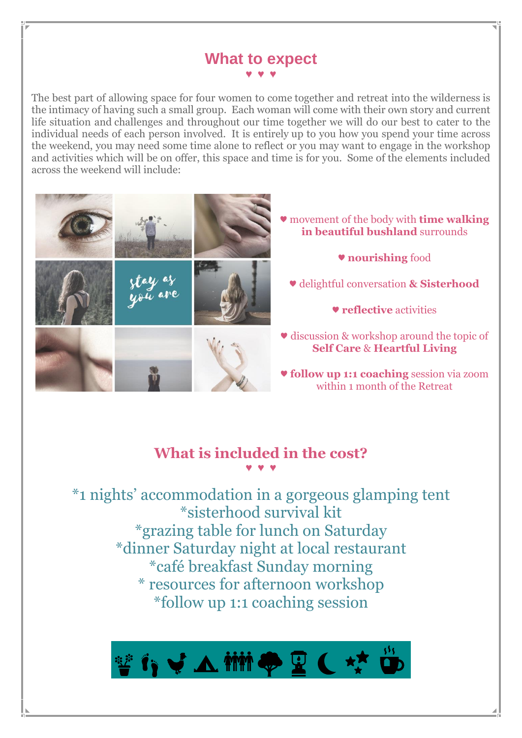## What to expect

♥ ♥ ♥

The best part of allowing space for four women to come together and retreat into the wilderness is the intimacy of having such a small group. Each woman will come with their own story and current life situation and challenges and throughout our time together we will do our best to cater to the individual needs of each person involved. It is entirely up to you how you spend your time across the weekend, you may need some time alone to reflect or you may want to engage in the workshop and activities which will be on offer, this space and time is for you. Some of the elements included across the weekend will include:

♥ movement of the body with **time walking in beautiful bushland** surrounds

♥ **nourishing** food

♥ delightful conversation **& Sisterhood**

♥ **reflective** activities

♥ discussion & workshop around the topic of **Self Care** & **Heartful Living**

♥ **follow up 1:1 coaching** session via zoom within 1 month of the Retreat

## What is included in the cost?

♥ ♥ ♥

*1 nights' accommodation in a gorgeous glamping tent
*sisterhood survival kit
*grazing table for lunch on Saturday
*dinner Saturday night at local restaurant
*café breakfast Sunday morning
* resources for afternoon workshop
*follow up 1:1 coaching session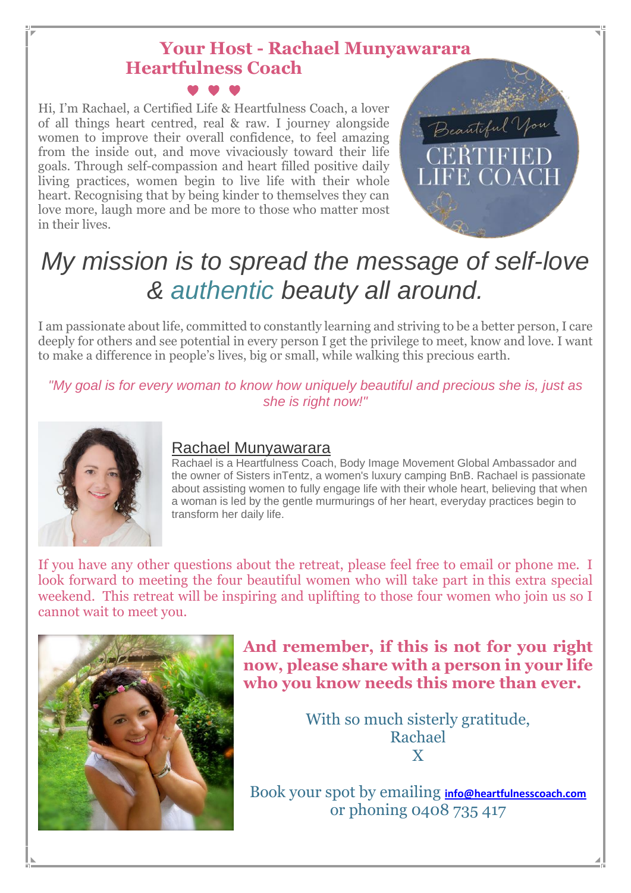## Your Host - Rachael Munyawarara
## Heartfulness Coach

♥ ♥ ♥

Hi, I'm Rachael, a Certified Life & Heartfulness Coach, a lover of all things heart centred, real & raw. I journey alongside women to improve their overall confidence, to feel amazing from the inside out, and move vivaciously toward their life goals. Through self-compassion and heart filled positive daily living practices, women begin to live life with their whole heart. Recognising that by being kinder to themselves they can love more, laugh more and be more to those who matter most in their lives.

Beautiful You
CERTIFIED LIFE COACH

# *My mission is to spread the message of self-love & authentic beauty all around.*

I am passionate about life, committed to constantly learning and striving to be a better person, I care deeply for others and see potential in every person I get the privilege to meet, know and love. I want to make a difference in people's lives, big or small, while walking this precious earth.

*"My goal is for every woman to know how uniquely beautiful and precious she is, just as she is right now!"*

Rachael Munyawarara

Rachael is a Heartfulness Coach, Body Image Movement Global Ambassador and the owner of Sisters inTentz, a women's luxury camping BnB. Rachael is passionate about assisting women to fully engage life with their whole heart, believing that when a woman is led by the gentle murmurings of her heart, everyday practices begin to transform her daily life.

If you have any other questions about the retreat, please feel free to email or phone me. I look forward to meeting the four beautiful women who will take part in this extra special weekend. This retreat will be inspiring and uplifting to those four women who join us so I cannot wait to meet you.

**And remember, if this is not for you right now, please share with a person in your life who you know needs this more than ever.**

With so much sisterly gratitude,
Rachael
X

Book your spot by emailing **info@heartfulnesscoach.com**
or phoning 0408 735 417